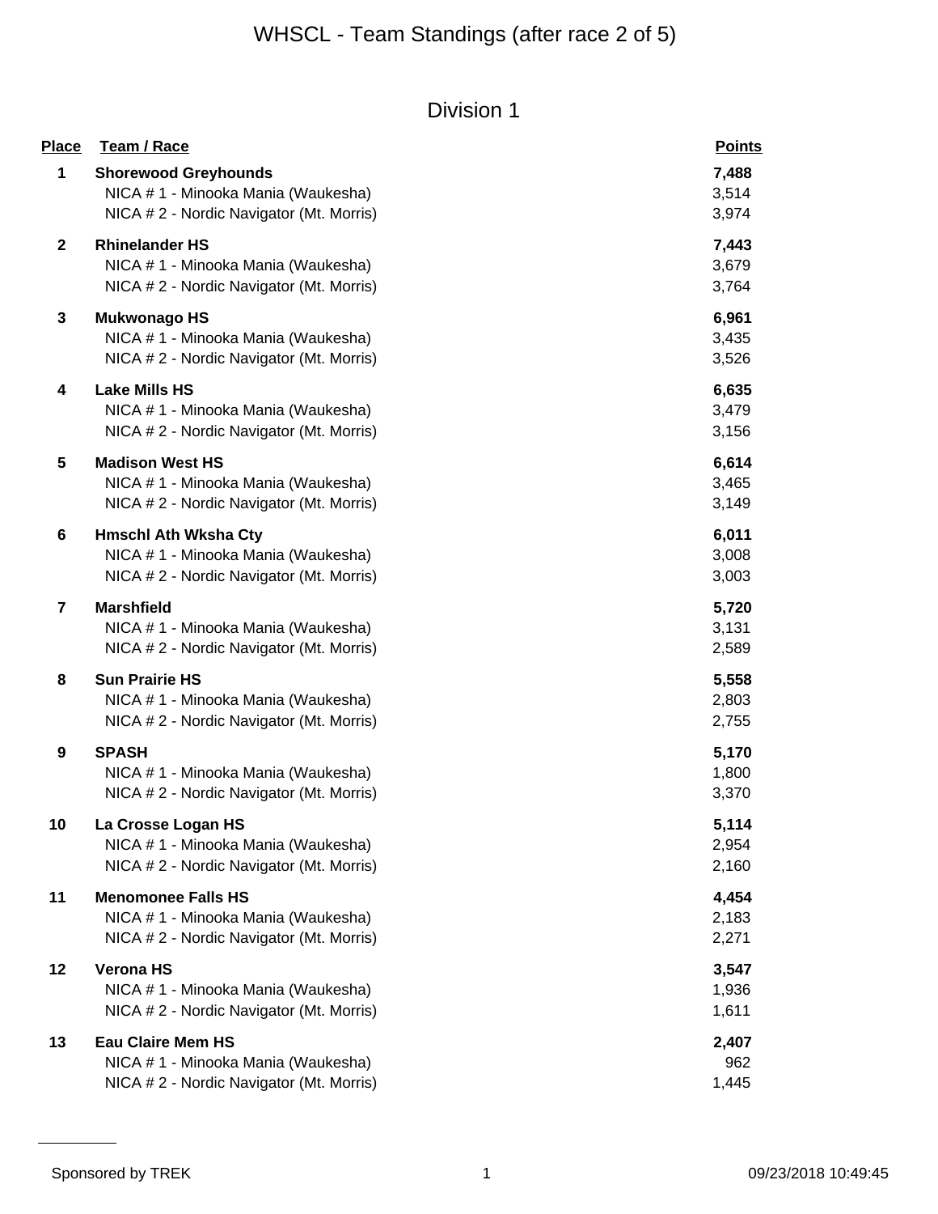# WHSCL - Team Standings (after race 2 of 5)

## Division 1

| Place | Team / Race | Points |
|---|---|---|
| **1** | **Shorewood Greyhounds** | **7,488** |
| | NICA # 1 - Minooka Mania (Waukesha) | 3,514 |
| | NICA # 2 - Nordic Navigator (Mt. Morris) | 3,974 |
| **2** | **Rhinelander HS** | **7,443** |
| | NICA # 1 - Minooka Mania (Waukesha) | 3,679 |
| | NICA # 2 - Nordic Navigator (Mt. Morris) | 3,764 |
| **3** | **Mukwonago HS** | **6,961** |
| | NICA # 1 - Minooka Mania (Waukesha) | 3,435 |
| | NICA # 2 - Nordic Navigator (Mt. Morris) | 3,526 |
| **4** | **Lake Mills HS** | **6,635** |
| | NICA # 1 - Minooka Mania (Waukesha) | 3,479 |
| | NICA # 2 - Nordic Navigator (Mt. Morris) | 3,156 |
| **5** | **Madison West HS** | **6,614** |
| | NICA # 1 - Minooka Mania (Waukesha) | 3,465 |
| | NICA # 2 - Nordic Navigator (Mt. Morris) | 3,149 |
| **6** | **Hmschl Ath Wksha Cty** | **6,011** |
| | NICA # 1 - Minooka Mania (Waukesha) | 3,008 |
| | NICA # 2 - Nordic Navigator (Mt. Morris) | 3,003 |
| **7** | **Marshfield** | **5,720** |
| | NICA # 1 - Minooka Mania (Waukesha) | 3,131 |
| | NICA # 2 - Nordic Navigator (Mt. Morris) | 2,589 |
| **8** | **Sun Prairie HS** | **5,558** |
| | NICA # 1 - Minooka Mania (Waukesha) | 2,803 |
| | NICA # 2 - Nordic Navigator (Mt. Morris) | 2,755 |
| **9** | **SPASH** | **5,170** |
| | NICA # 1 - Minooka Mania (Waukesha) | 1,800 |
| | NICA # 2 - Nordic Navigator (Mt. Morris) | 3,370 |
| **10** | **La Crosse Logan HS** | **5,114** |
| | NICA # 1 - Minooka Mania (Waukesha) | 2,954 |
| | NICA # 2 - Nordic Navigator (Mt. Morris) | 2,160 |
| **11** | **Menomonee Falls HS** | **4,454** |
| | NICA # 1 - Minooka Mania (Waukesha) | 2,183 |
| | NICA # 2 - Nordic Navigator (Mt. Morris) | 2,271 |
| **12** | **Verona HS** | **3,547** |
| | NICA # 1 - Minooka Mania (Waukesha) | 1,936 |
| | NICA # 2 - Nordic Navigator (Mt. Morris) | 1,611 |
| **13** | **Eau Claire Mem HS** | **2,407** |
| | NICA # 1 - Minooka Mania (Waukesha) | 962 |
| | NICA # 2 - Nordic Navigator (Mt. Morris) | 1,445 |

Sponsored by TREK

09/23/2018 10:49:45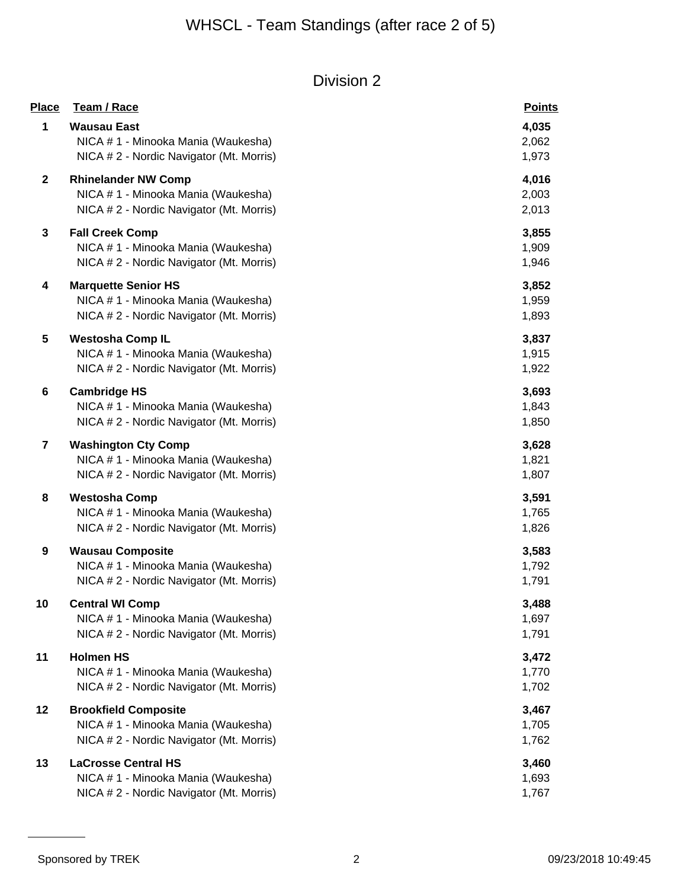# WHSCL - Team Standings (after race 2 of 5)

## Division 2

| Place | Team / Race | Points |
|---|---|---|
| **1** | **Wausau East** | **4,035** |
| | NICA # 1 - Minooka Mania (Waukesha) | 2,062 |
| | NICA # 2 - Nordic Navigator (Mt. Morris) | 1,973 |
| **2** | **Rhinelander NW Comp** | **4,016** |
| | NICA # 1 - Minooka Mania (Waukesha) | 2,003 |
| | NICA # 2 - Nordic Navigator (Mt. Morris) | 2,013 |
| **3** | **Fall Creek Comp** | **3,855** |
| | NICA # 1 - Minooka Mania (Waukesha) | 1,909 |
| | NICA # 2 - Nordic Navigator (Mt. Morris) | 1,946 |
| **4** | **Marquette Senior HS** | **3,852** |
| | NICA # 1 - Minooka Mania (Waukesha) | 1,959 |
| | NICA # 2 - Nordic Navigator (Mt. Morris) | 1,893 |
| **5** | **Westosha Comp IL** | **3,837** |
| | NICA # 1 - Minooka Mania (Waukesha) | 1,915 |
| | NICA # 2 - Nordic Navigator (Mt. Morris) | 1,922 |
| **6** | **Cambridge HS** | **3,693** |
| | NICA # 1 - Minooka Mania (Waukesha) | 1,843 |
| | NICA # 2 - Nordic Navigator (Mt. Morris) | 1,850 |
| **7** | **Washington Cty Comp** | **3,628** |
| | NICA # 1 - Minooka Mania (Waukesha) | 1,821 |
| | NICA # 2 - Nordic Navigator (Mt. Morris) | 1,807 |
| **8** | **Westosha Comp** | **3,591** |
| | NICA # 1 - Minooka Mania (Waukesha) | 1,765 |
| | NICA # 2 - Nordic Navigator (Mt. Morris) | 1,826 |
| **9** | **Wausau Composite** | **3,583** |
| | NICA # 1 - Minooka Mania (Waukesha) | 1,792 |
| | NICA # 2 - Nordic Navigator (Mt. Morris) | 1,791 |
| **10** | **Central WI Comp** | **3,488** |
| | NICA # 1 - Minooka Mania (Waukesha) | 1,697 |
| | NICA # 2 - Nordic Navigator (Mt. Morris) | 1,791 |
| **11** | **Holmen HS** | **3,472** |
| | NICA # 1 - Minooka Mania (Waukesha) | 1,770 |
| | NICA # 2 - Nordic Navigator (Mt. Morris) | 1,702 |
| **12** | **Brookfield Composite** | **3,467** |
| | NICA # 1 - Minooka Mania (Waukesha) | 1,705 |
| | NICA # 2 - Nordic Navigator (Mt. Morris) | 1,762 |
| **13** | **LaCrosse Central HS** | **3,460** |
| | NICA # 1 - Minooka Mania (Waukesha) | 1,693 |
| | NICA # 2 - Nordic Navigator (Mt. Morris) | 1,767 |

Sponsored by TREK

09/23/2018 10:49:45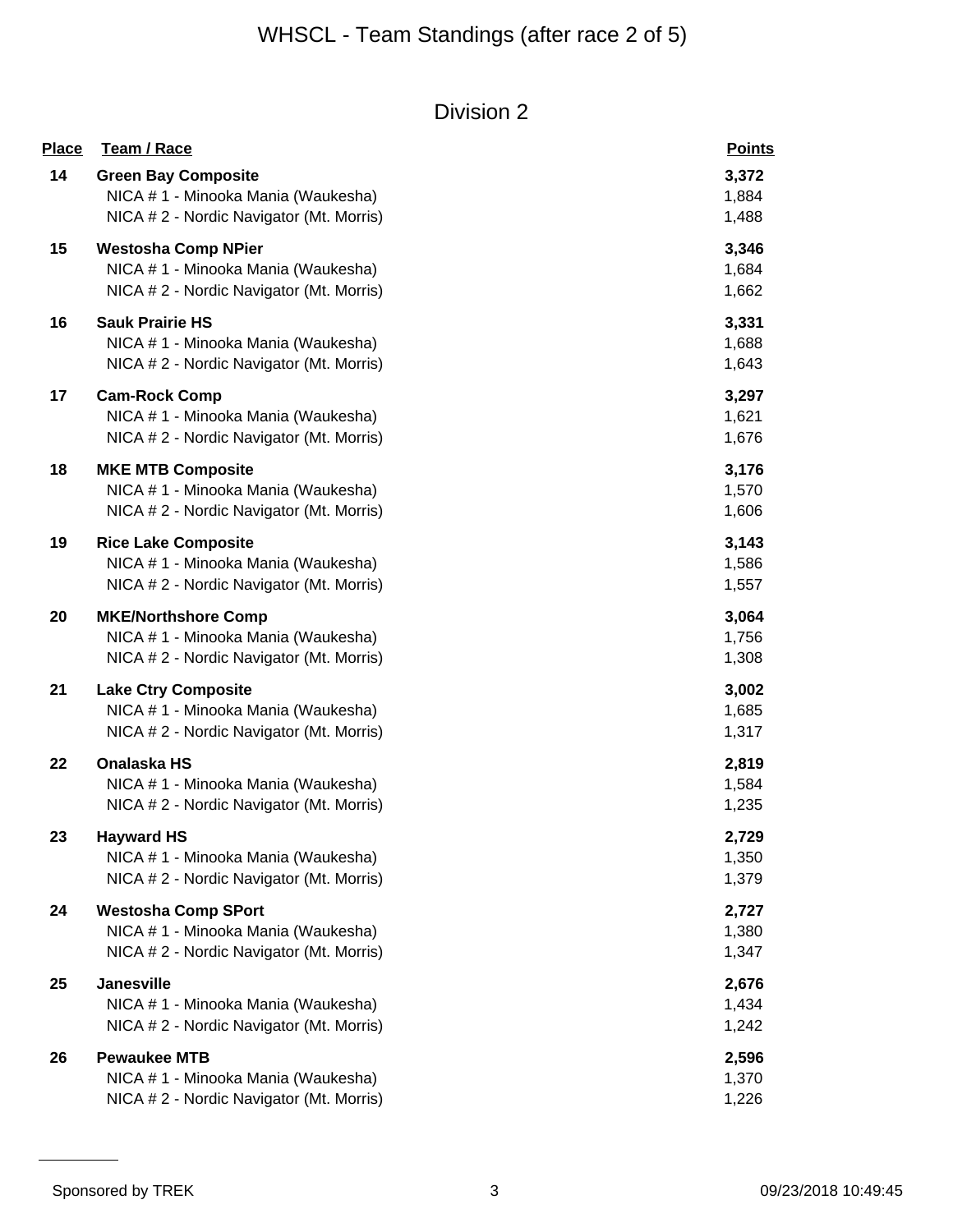# WHSCL - Team Standings (after race 2 of 5)

## Division 2

| Place | Team / Race | Points |
|---|---|---|
| 14 | **Green Bay Composite** | **3,372** |
| | NICA # 1 - Minooka Mania (Waukesha) | 1,884 |
| | NICA # 2 - Nordic Navigator (Mt. Morris) | 1,488 |
| 15 | **Westosha Comp NPier** | **3,346** |
| | NICA # 1 - Minooka Mania (Waukesha) | 1,684 |
| | NICA # 2 - Nordic Navigator (Mt. Morris) | 1,662 |
| 16 | **Sauk Prairie HS** | **3,331** |
| | NICA # 1 - Minooka Mania (Waukesha) | 1,688 |
| | NICA # 2 - Nordic Navigator (Mt. Morris) | 1,643 |
| 17 | **Cam-Rock Comp** | **3,297** |
| | NICA # 1 - Minooka Mania (Waukesha) | 1,621 |
| | NICA # 2 - Nordic Navigator (Mt. Morris) | 1,676 |
| 18 | **MKE MTB Composite** | **3,176** |
| | NICA # 1 - Minooka Mania (Waukesha) | 1,570 |
| | NICA # 2 - Nordic Navigator (Mt. Morris) | 1,606 |
| 19 | **Rice Lake Composite** | **3,143** |
| | NICA # 1 - Minooka Mania (Waukesha) | 1,586 |
| | NICA # 2 - Nordic Navigator (Mt. Morris) | 1,557 |
| 20 | **MKE/Northshore Comp** | **3,064** |
| | NICA # 1 - Minooka Mania (Waukesha) | 1,756 |
| | NICA # 2 - Nordic Navigator (Mt. Morris) | 1,308 |
| 21 | **Lake Ctry Composite** | **3,002** |
| | NICA # 1 - Minooka Mania (Waukesha) | 1,685 |
| | NICA # 2 - Nordic Navigator (Mt. Morris) | 1,317 |
| 22 | **Onalaska HS** | **2,819** |
| | NICA # 1 - Minooka Mania (Waukesha) | 1,584 |
| | NICA # 2 - Nordic Navigator (Mt. Morris) | 1,235 |
| 23 | **Hayward HS** | **2,729** |
| | NICA # 1 - Minooka Mania (Waukesha) | 1,350 |
| | NICA # 2 - Nordic Navigator (Mt. Morris) | 1,379 |
| 24 | **Westosha Comp SPort** | **2,727** |
| | NICA # 1 - Minooka Mania (Waukesha) | 1,380 |
| | NICA # 2 - Nordic Navigator (Mt. Morris) | 1,347 |
| 25 | **Janesville** | **2,676** |
| | NICA # 1 - Minooka Mania (Waukesha) | 1,434 |
| | NICA # 2 - Nordic Navigator (Mt. Morris) | 1,242 |
| 26 | **Pewaukee MTB** | **2,596** |
| | NICA # 1 - Minooka Mania (Waukesha) | 1,370 |
| | NICA # 2 - Nordic Navigator (Mt. Morris) | 1,226 |

Sponsored by TREK 09/23/2018 10:49:45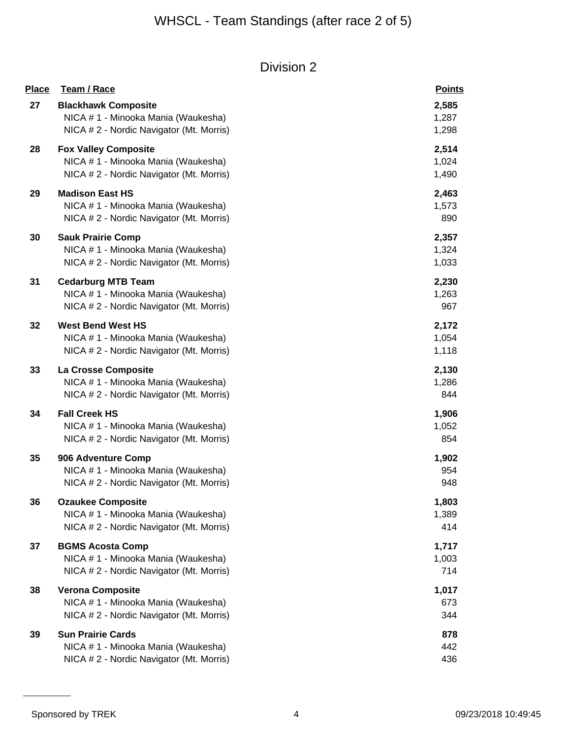# WHSCL - Team Standings (after race 2 of 5)

## Division 2

| Place | Team / Race | Points |
|---|---|---|
| 27 | **Blackhawk Composite** | **2,585** |
| | NICA # 1 - Minooka Mania (Waukesha) | 1,287 |
| | NICA # 2 - Nordic Navigator (Mt. Morris) | 1,298 |
| 28 | **Fox Valley Composite** | **2,514** |
| | NICA # 1 - Minooka Mania (Waukesha) | 1,024 |
| | NICA # 2 - Nordic Navigator (Mt. Morris) | 1,490 |
| 29 | **Madison East HS** | **2,463** |
| | NICA # 1 - Minooka Mania (Waukesha) | 1,573 |
| | NICA # 2 - Nordic Navigator (Mt. Morris) | 890 |
| 30 | **Sauk Prairie Comp** | **2,357** |
| | NICA # 1 - Minooka Mania (Waukesha) | 1,324 |
| | NICA # 2 - Nordic Navigator (Mt. Morris) | 1,033 |
| 31 | **Cedarburg MTB Team** | **2,230** |
| | NICA # 1 - Minooka Mania (Waukesha) | 1,263 |
| | NICA # 2 - Nordic Navigator (Mt. Morris) | 967 |
| 32 | **West Bend West HS** | **2,172** |
| | NICA # 1 - Minooka Mania (Waukesha) | 1,054 |
| | NICA # 2 - Nordic Navigator (Mt. Morris) | 1,118 |
| 33 | **La Crosse Composite** | **2,130** |
| | NICA # 1 - Minooka Mania (Waukesha) | 1,286 |
| | NICA # 2 - Nordic Navigator (Mt. Morris) | 844 |
| 34 | **Fall Creek HS** | **1,906** |
| | NICA # 1 - Minooka Mania (Waukesha) | 1,052 |
| | NICA # 2 - Nordic Navigator (Mt. Morris) | 854 |
| 35 | **906 Adventure Comp** | **1,902** |
| | NICA # 1 - Minooka Mania (Waukesha) | 954 |
| | NICA # 2 - Nordic Navigator (Mt. Morris) | 948 |
| 36 | **Ozaukee Composite** | **1,803** |
| | NICA # 1 - Minooka Mania (Waukesha) | 1,389 |
| | NICA # 2 - Nordic Navigator (Mt. Morris) | 414 |
| 37 | **BGMS Acosta Comp** | **1,717** |
| | NICA # 1 - Minooka Mania (Waukesha) | 1,003 |
| | NICA # 2 - Nordic Navigator (Mt. Morris) | 714 |
| 38 | **Verona Composite** | **1,017** |
| | NICA # 1 - Minooka Mania (Waukesha) | 673 |
| | NICA # 2 - Nordic Navigator (Mt. Morris) | 344 |
| 39 | **Sun Prairie Cards** | **878** |
| | NICA # 1 - Minooka Mania (Waukesha) | 442 |
| | NICA # 2 - Nordic Navigator (Mt. Morris) | 436 |

Sponsored by TREK 09/23/2018 10:49:45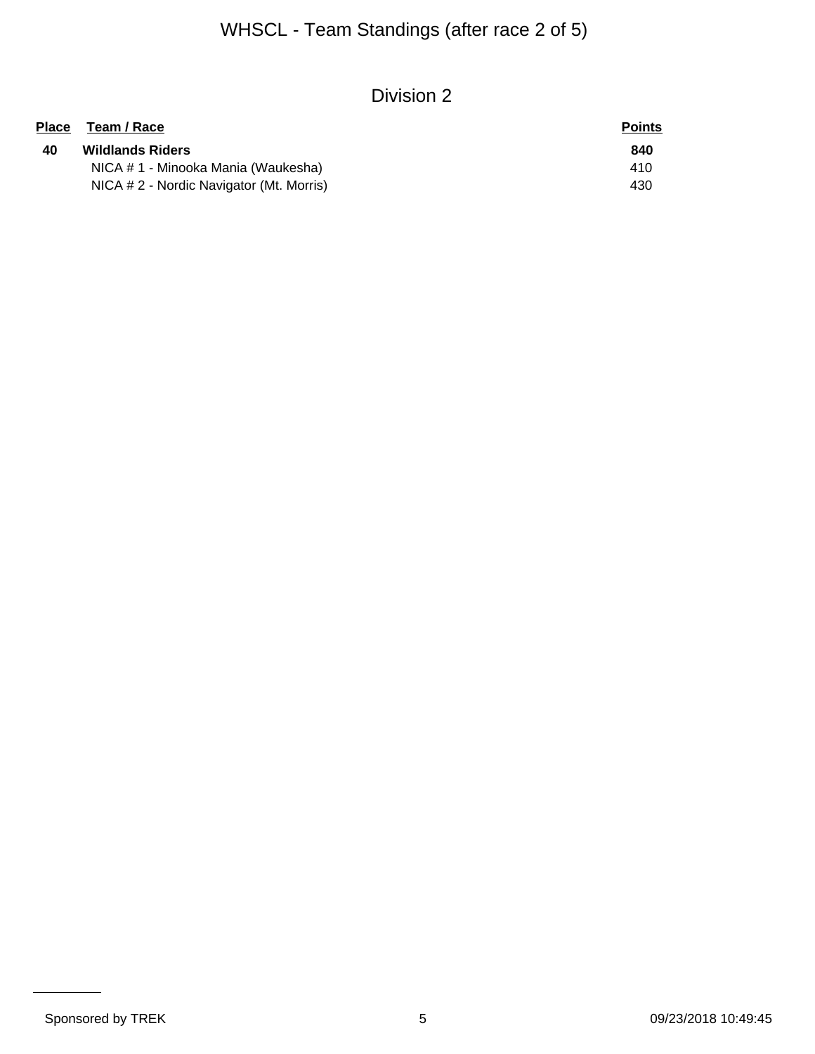# WHSCL - Team Standings (after race 2 of 5)

## Division 2

| Place | Team / Race | Points |
| --- | --- | --- |
| **40** | **Wildlands Riders** | **840** |
| | NICA # 1 - Minooka Mania (Waukesha) | 410 |
| | NICA # 2 - Nordic Navigator (Mt. Morris) | 430 |

Sponsored by TREK

09/23/2018 10:49:45